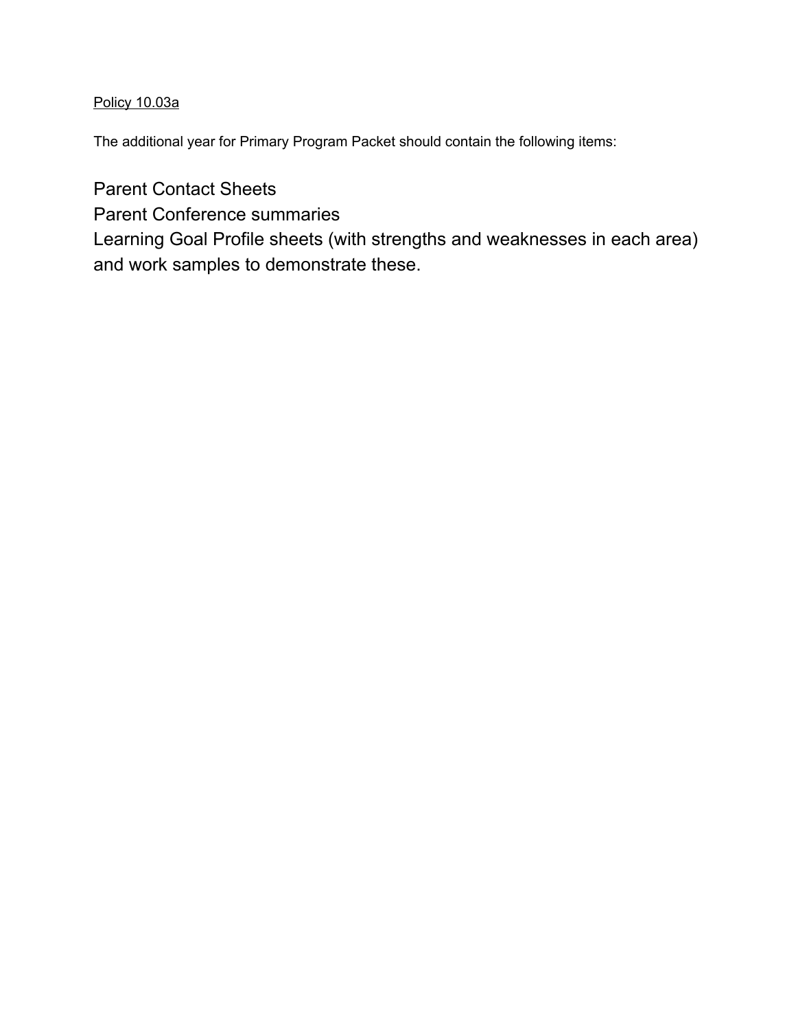<u>Policy 10.03a</u>

The additional year for Primary Program Packet should contain the following items:

Parent Contact Sheets
Parent Conference summaries
Learning Goal Profile sheets (with strengths and weaknesses in each area) and work samples to demonstrate these.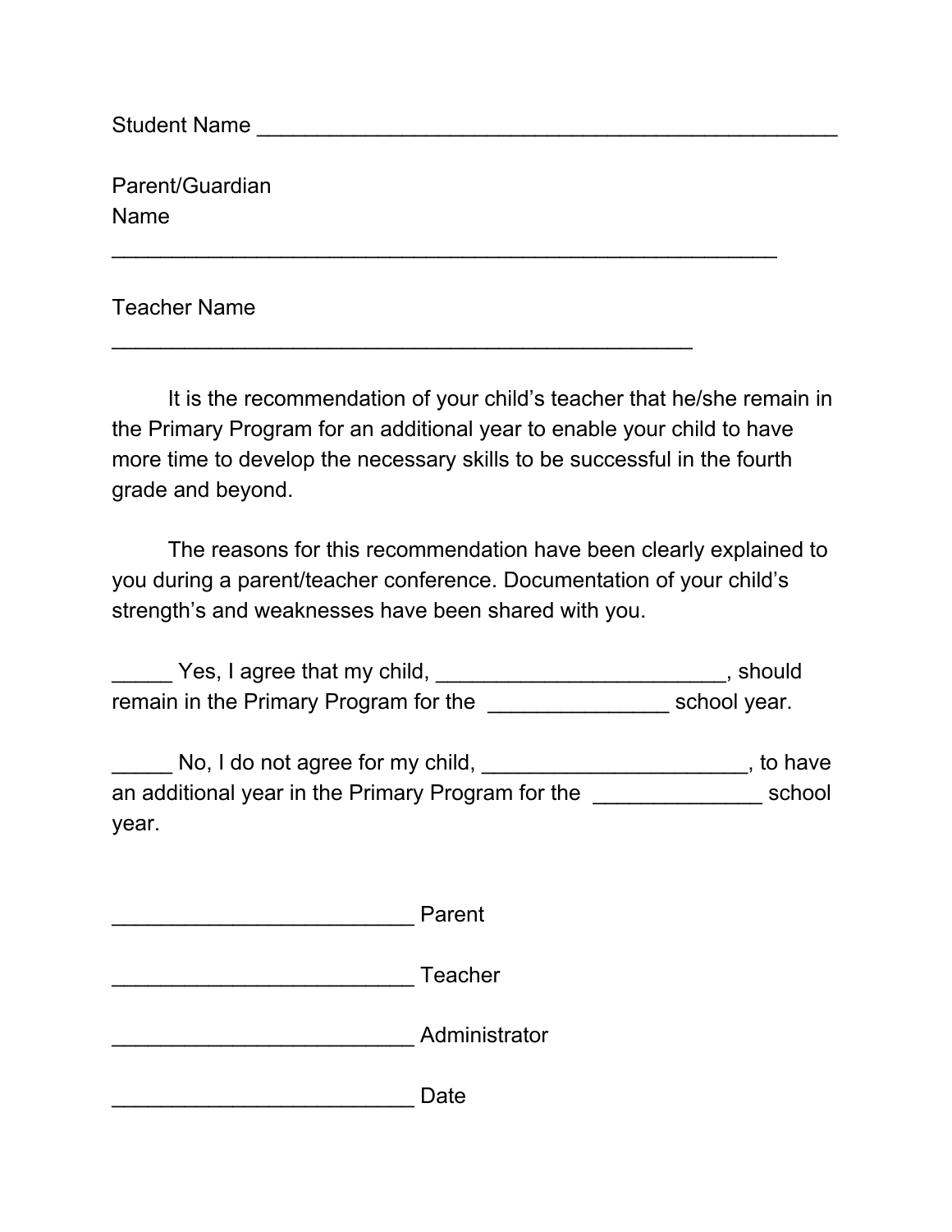Student Name ___________________________________________________

Parent/Guardian Name

___________________________________________________________

Teacher Name

___________________________________________________

It is the recommendation of your child's teacher that he/she remain in the Primary Program for an additional year to enable your child to have more time to develop the necessary skills to be successful in the fourth grade and beyond.

The reasons for this recommendation have been clearly explained to you during a parent/teacher conference. Documentation of your child's strength's and weaknesses have been shared with you.

_____ Yes, I agree that my child, ________________________, should remain in the Primary Program for the _______________ school year.

_____ No, I do not agree for my child, ______________________, to have an additional year in the Primary Program for the ______________ school year.

_________________________ Parent

_________________________ Teacher

_________________________ Administrator

_________________________ Date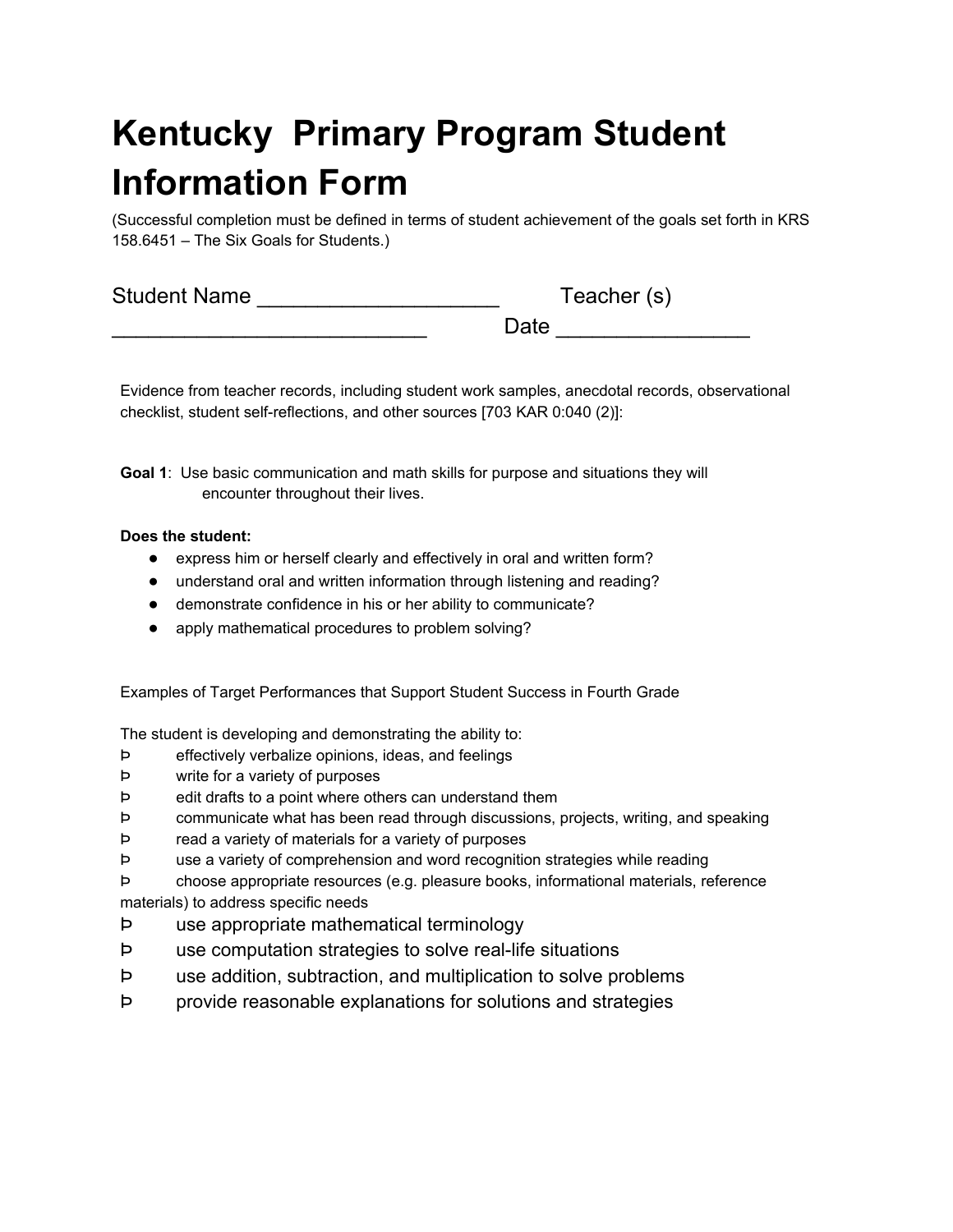# Kentucky Primary Program Student Information Form

(Successful completion must be defined in terms of student achievement of the goals set forth in KRS 158.6451 – The Six Goals for Students.)

Student Name ____________________ Teacher (s) ___________________________ Date ________________

Evidence from teacher records, including student work samples, anecdotal records, observational checklist, student self-reflections, and other sources [703 KAR 0:040 (2)]:

**Goal 1**: Use basic communication and math skills for purpose and situations they will encounter throughout their lives.

**Does the student:**

- express him or herself clearly and effectively in oral and written form?
- understand oral and written information through listening and reading?
- demonstrate confidence in his or her ability to communicate?
- apply mathematical procedures to problem solving?

Examples of Target Performances that Support Student Success in Fourth Grade

The student is developing and demonstrating the ability to:

Þ effectively verbalize opinions, ideas, and feelings
Þ write for a variety of purposes
Þ edit drafts to a point where others can understand them
Þ communicate what has been read through discussions, projects, writing, and speaking
Þ read a variety of materials for a variety of purposes
Þ use a variety of comprehension and word recognition strategies while reading
Þ choose appropriate resources (e.g. pleasure books, informational materials, reference materials) to address specific needs
Þ use appropriate mathematical terminology
Þ use computation strategies to solve real-life situations
Þ use addition, subtraction, and multiplication to solve problems
Þ provide reasonable explanations for solutions and strategies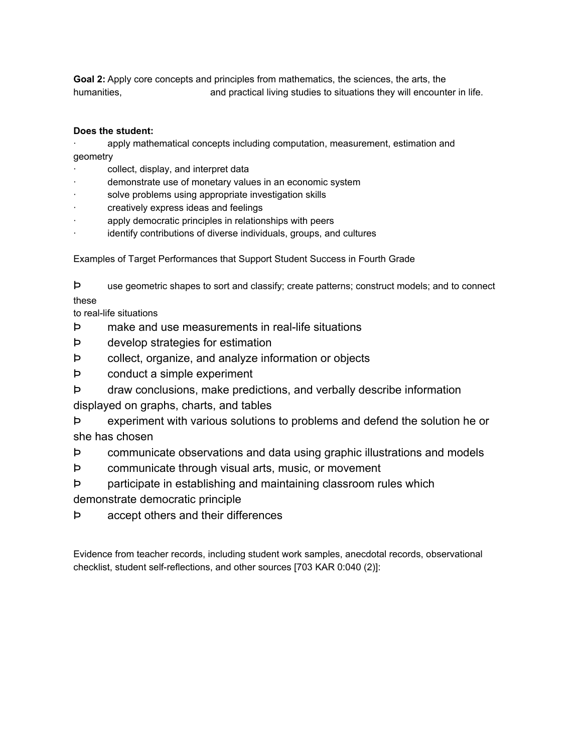**Goal 2:** Apply core concepts and principles from mathematics, the sciences, the arts, the humanities, and practical living studies to situations they will encounter in life.

**Does the student:**

- apply mathematical concepts including computation, measurement, estimation and geometry
- collect, display, and interpret data
- demonstrate use of monetary values in an economic system
- solve problems using appropriate investigation skills
- creatively express ideas and feelings
- apply democratic principles in relationships with peers
- identify contributions of diverse individuals, groups, and cultures

Examples of Target Performances that Support Student Success in Fourth Grade

- use geometric shapes to sort and classify; create patterns; construct models; and to connect these to real-life situations
- make and use measurements in real-life situations
- develop strategies for estimation
- collect, organize, and analyze information or objects
- conduct a simple experiment
- draw conclusions, make predictions, and verbally describe information displayed on graphs, charts, and tables
- experiment with various solutions to problems and defend the solution he or she has chosen
- communicate observations and data using graphic illustrations and models
- communicate through visual arts, music, or movement
- participate in establishing and maintaining classroom rules which demonstrate democratic principle
- accept others and their differences

Evidence from teacher records, including student work samples, anecdotal records, observational checklist, student self-reflections, and other sources [703 KAR 0:040 (2)]: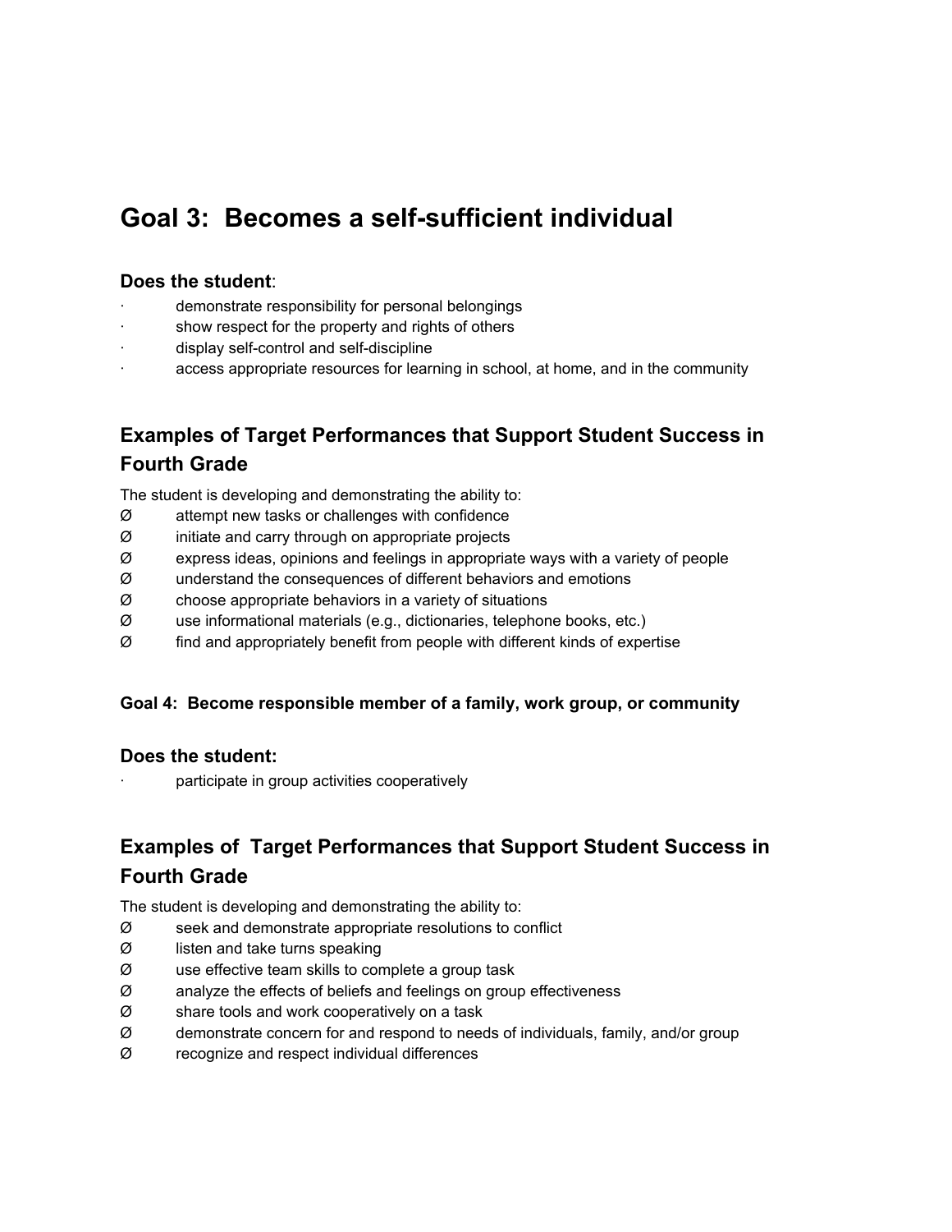## Goal 3: Becomes a self-sufficient individual

### Does the student:

- demonstrate responsibility for personal belongings
- show respect for the property and rights of others
- display self-control and self-discipline
- access appropriate resources for learning in school, at home, and in the community

### Examples of Target Performances that Support Student Success in Fourth Grade

The student is developing and demonstrating the ability to:

- Ø attempt new tasks or challenges with confidence
- Ø initiate and carry through on appropriate projects
- Ø express ideas, opinions and feelings in appropriate ways with a variety of people
- Ø understand the consequences of different behaviors and emotions
- Ø choose appropriate behaviors in a variety of situations
- Ø use informational materials (e.g., dictionaries, telephone books, etc.)
- Ø find and appropriately benefit from people with different kinds of expertise

**Goal 4: Become responsible member of a family, work group, or community**

### Does the student:

- participate in group activities cooperatively

### Examples of Target Performances that Support Student Success in Fourth Grade

The student is developing and demonstrating the ability to:

- Ø seek and demonstrate appropriate resolutions to conflict
- Ø listen and take turns speaking
- Ø use effective team skills to complete a group task
- Ø analyze the effects of beliefs and feelings on group effectiveness
- Ø share tools and work cooperatively on a task
- Ø demonstrate concern for and respond to needs of individuals, family, and/or group
- Ø recognize and respect individual differences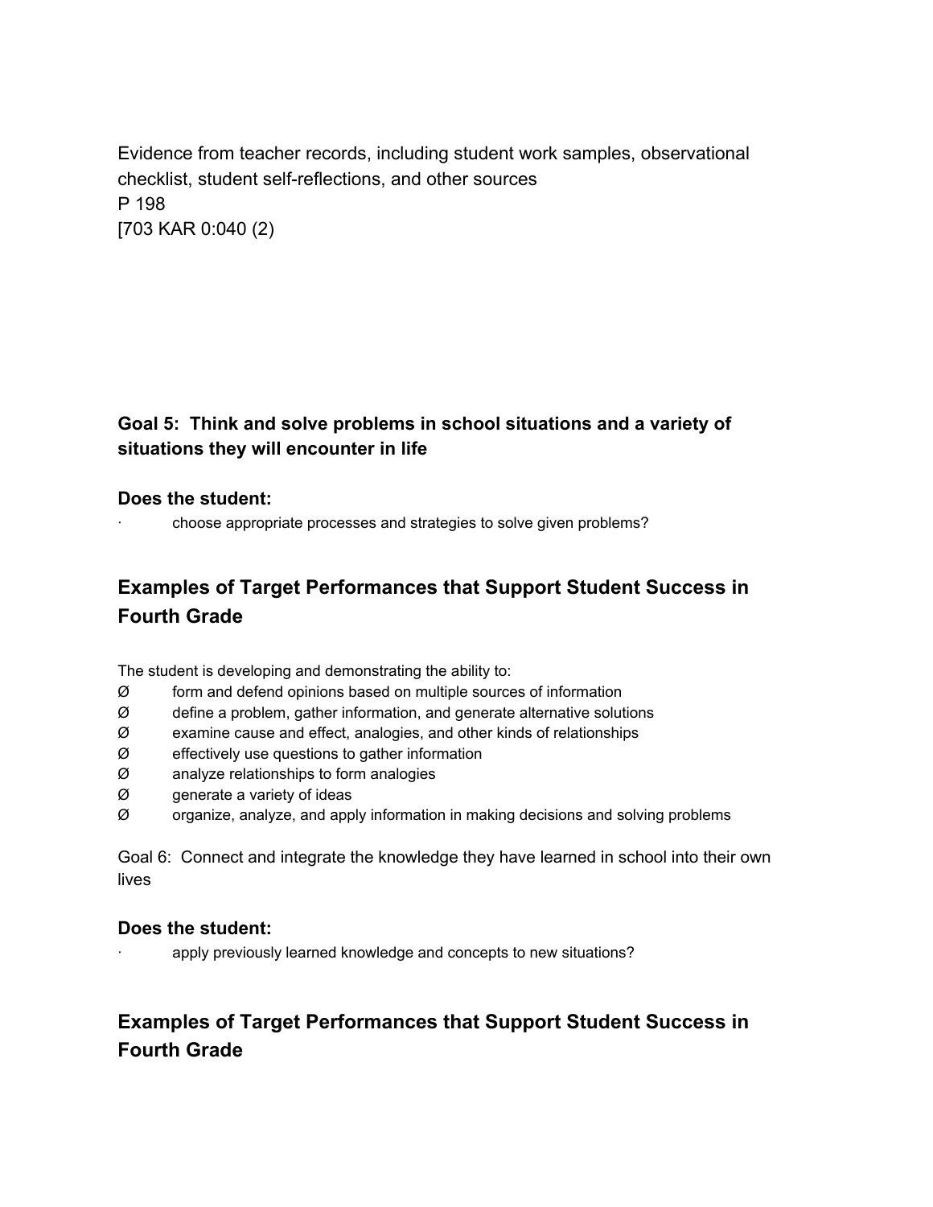Evidence from teacher records, including student work samples, observational checklist, student self-reflections, and other sources
P 198
[703 KAR 0:040 (2)

**Goal 5: Think and solve problems in school situations and a variety of situations they will encounter in life**

**Does the student:**

- choose appropriate processes and strategies to solve given problems?

## Examples of Target Performances that Support Student Success in Fourth Grade

The student is developing and demonstrating the ability to:

- Ø form and defend opinions based on multiple sources of information
- Ø define a problem, gather information, and generate alternative solutions
- Ø examine cause and effect, analogies, and other kinds of relationships
- Ø effectively use questions to gather information
- Ø analyze relationships to form analogies
- Ø generate a variety of ideas
- Ø organize, analyze, and apply information in making decisions and solving problems

Goal 6: Connect and integrate the knowledge they have learned in school into their own lives

**Does the student:**

- apply previously learned knowledge and concepts to new situations?

## Examples of Target Performances that Support Student Success in Fourth Grade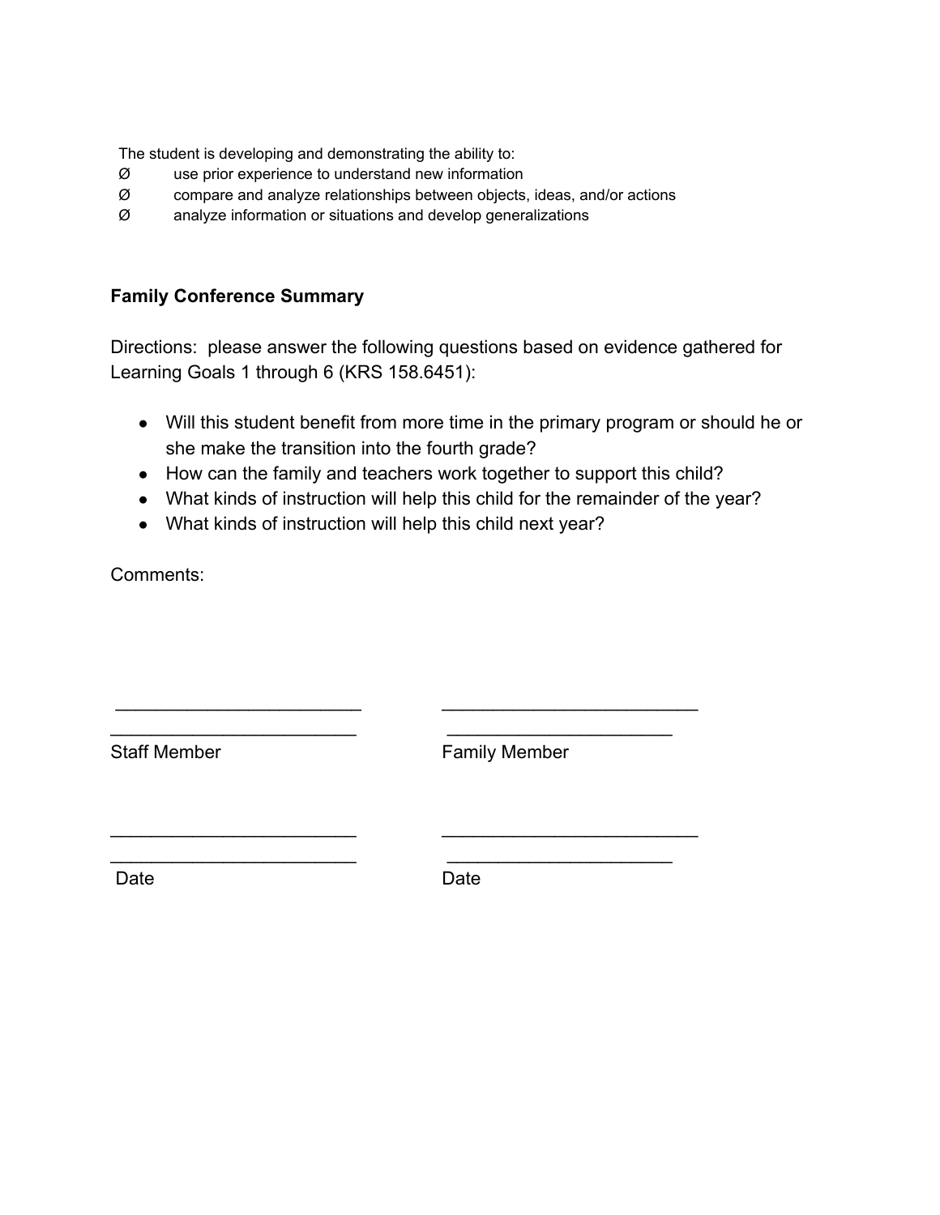The student is developing and demonstrating the ability to:

- Ø use prior experience to understand new information
- Ø compare and analyze relationships between objects, ideas, and/or actions
- Ø analyze information or situations and develop generalizations

**Family Conference Summary**

Directions: please answer the following questions based on evidence gathered for Learning Goals 1 through 6 (KRS 158.6451):

- Will this student benefit from more time in the primary program or should he or she make the transition into the fourth grade?
- How can the family and teachers work together to support this child?
- What kinds of instruction will help this child for the remainder of the year?
- What kinds of instruction will help this child next year?

Comments:

________________________ ________________________

Staff Member Family Member

________________________ ________________________

Date Date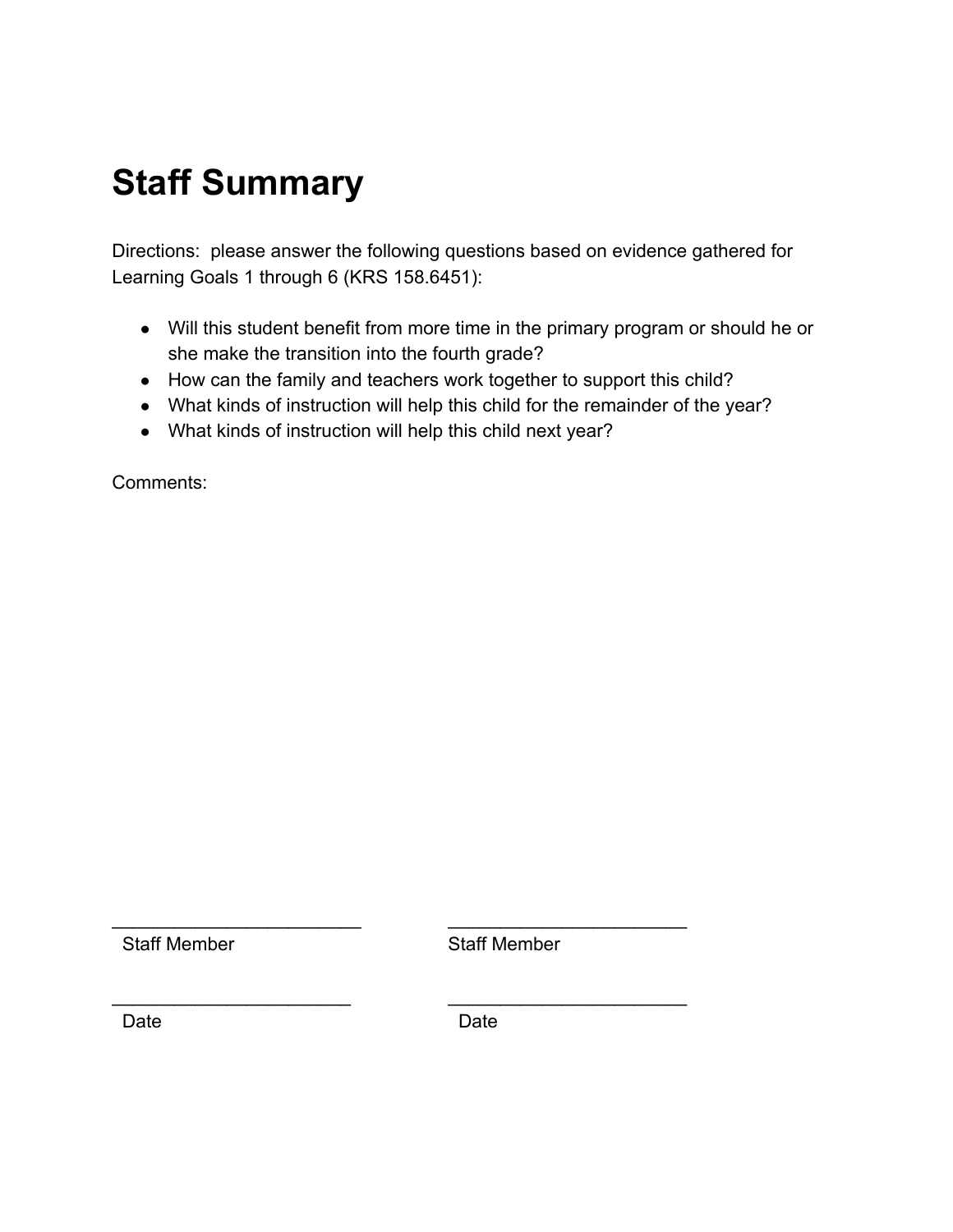# Staff Summary

Directions: please answer the following questions based on evidence gathered for Learning Goals 1 through 6 (KRS 158.6451):

- Will this student benefit from more time in the primary program or should he or she make the transition into the fourth grade?
- How can the family and teachers work together to support this child?
- What kinds of instruction will help this child for the remainder of the year?
- What kinds of instruction will help this child next year?

Comments:

_________________________ _________________________
Staff Member Staff Member

_________________________ _________________________
Date Date